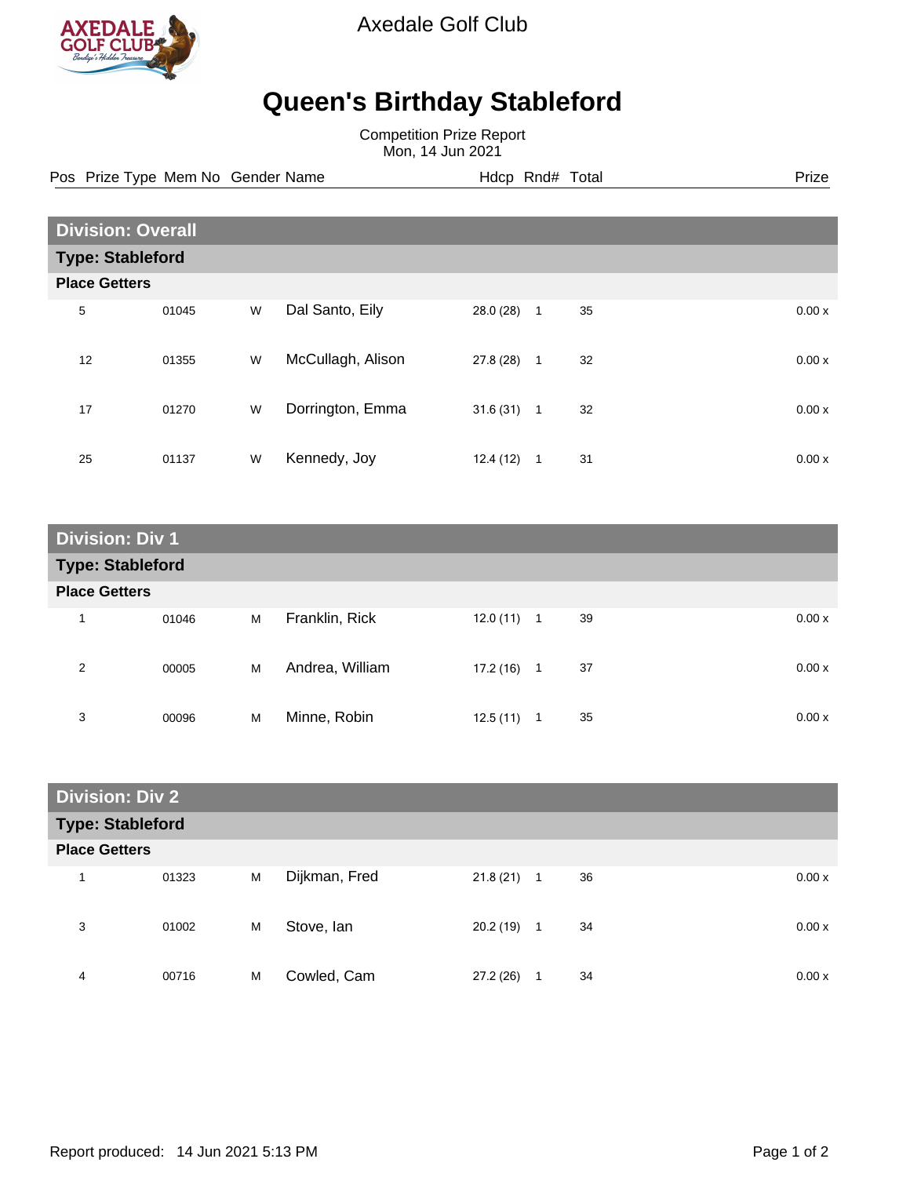Axedale Golf Club

# Queen's Birthday Stableford

Competition Prize Report
Mon, 14 Jun 2021

## Division: Overall

### Type: Stableford

**Place Getters**

| Pos | Prize Type | Mem No | Gender | Name | Hdcp | Rnd# | Total | Prize |
|---|---|---|---|---|---|---|---|---|
| 5 | | 01045 | W | Dal Santo, Eily | 28.0 (28) | 1 | 35 | 0.00 x |
| 12 | | 01355 | W | McCullagh, Alison | 27.8 (28) | 1 | 32 | 0.00 x |
| 17 | | 01270 | W | Dorrington, Emma | 31.6 (31) | 1 | 32 | 0.00 x |
| 25 | | 01137 | W | Kennedy, Joy | 12.4 (12) | 1 | 31 | 0.00 x |

## Division: Div 1

### Type: Stableford

**Place Getters**

| Pos | Prize Type | Mem No | Gender | Name | Hdcp | Rnd# | Total | Prize |
|---|---|---|---|---|---|---|---|---|
| 1 | | 01046 | M | Franklin, Rick | 12.0 (11) | 1 | 39 | 0.00 x |
| 2 | | 00005 | M | Andrea, William | 17.2 (16) | 1 | 37 | 0.00 x |
| 3 | | 00096 | M | Minne, Robin | 12.5 (11) | 1 | 35 | 0.00 x |

## Division: Div 2

### Type: Stableford

**Place Getters**

| Pos | Prize Type | Mem No | Gender | Name | Hdcp | Rnd# | Total | Prize |
|---|---|---|---|---|---|---|---|---|
| 1 | | 01323 | M | Dijkman, Fred | 21.8 (21) | 1 | 36 | 0.00 x |
| 3 | | 01002 | M | Stove, Ian | 20.2 (19) | 1 | 34 | 0.00 x |
| 4 | | 00716 | M | Cowled, Cam | 27.2 (26) | 1 | 34 | 0.00 x |

Report produced: 14 Jun 2021 5:13 PM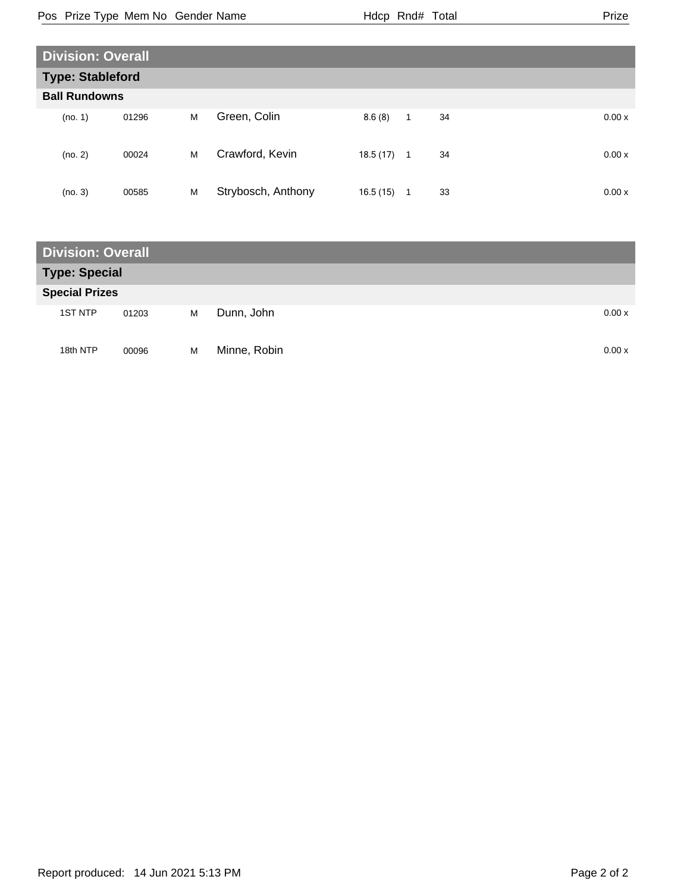| Pos | Prize Type | Mem No | Gender | Name | Hdcp | Rnd# | Total | Prize |
|---|---|---|---|---|---|---|---|---|

## Division: Overall

### Type: Stableford

**Ball Rundowns**

| Pos | Prize Type | Mem No | Gender | Name | Hdcp | Rnd# | Total | Prize |
|---|---|---|---|---|---|---|---|---|
| (no. 1) | | 01296 | M | Green, Colin | 8.6 (8) | 1 | 34 | 0.00 x |
| (no. 2) | | 00024 | M | Crawford, Kevin | 18.5 (17) | 1 | 34 | 0.00 x |
| (no. 3) | | 00585 | M | Strybosch, Anthony | 16.5 (15) | 1 | 33 | 0.00 x |

## Division: Overall

### Type: Special

**Special Prizes**

| Pos | Prize Type | Mem No | Gender | Name | Hdcp | Rnd# | Total | Prize |
|---|---|---|---|---|---|---|---|---|
| | 1ST NTP | 01203 | M | Dunn, John | | | | 0.00 x |
| | 18th NTP | 00096 | M | Minne, Robin | | | | 0.00 x |

Report produced: 14 Jun 2021 5:13 PM